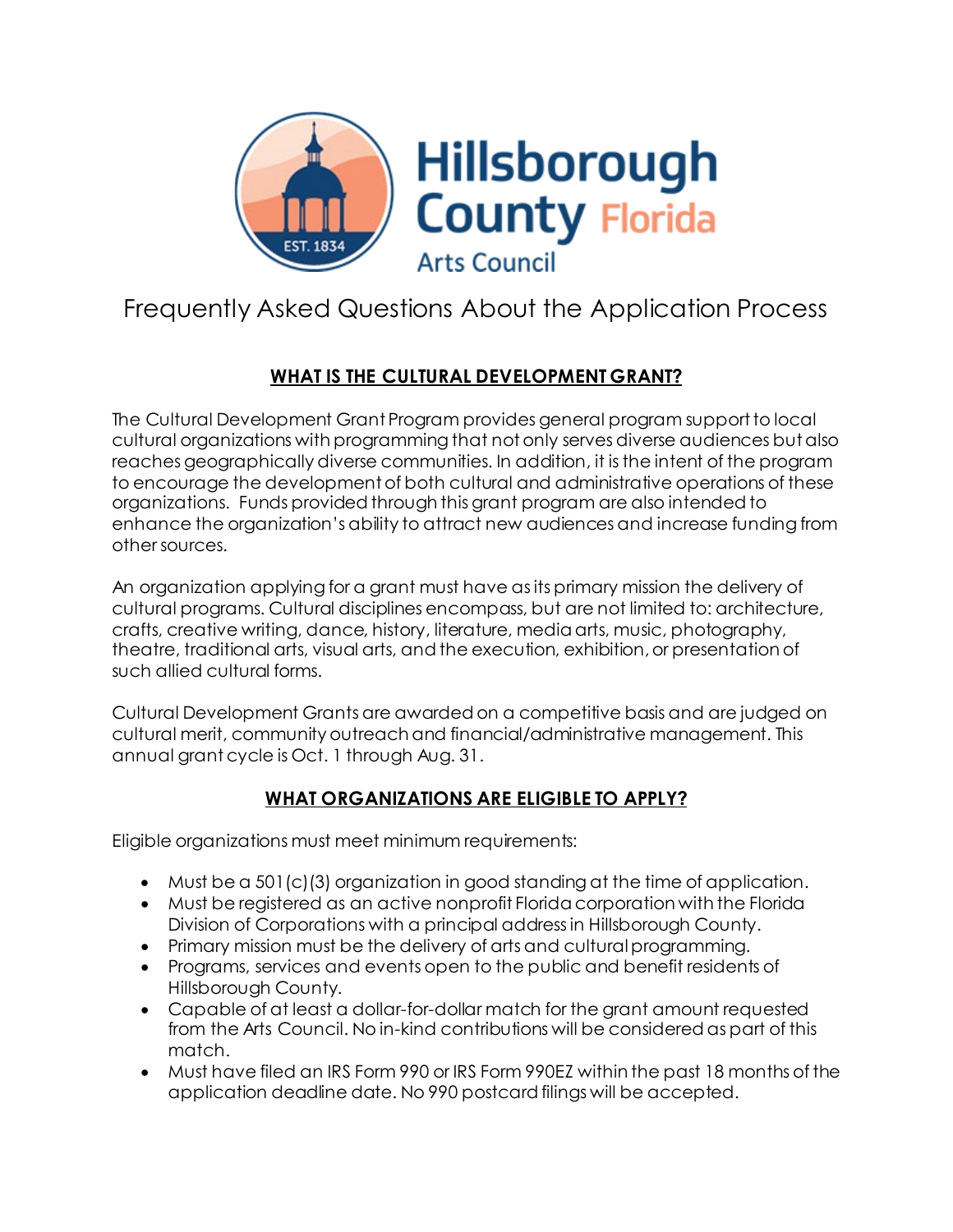Hillsborough County Florida

Arts Council

# Frequently Asked Questions About the Application Process

## WHAT IS THE CULTURAL DEVELOPMENT GRANT?

The Cultural Development Grant Program provides general program support to local cultural organizations with programming that not only serves diverse audiences but also reaches geographically diverse communities. In addition, it is the intent of the program to encourage the development of both cultural and administrative operations of these organizations. Funds provided through this grant program are also intended to enhance the organization's ability to attract new audiences and increase funding from other sources.

An organization applying for a grant must have as its primary mission the delivery of cultural programs. Cultural disciplines encompass, but are not limited to: architecture, crafts, creative writing, dance, history, literature, media arts, music, photography, theatre, traditional arts, visual arts, and the execution, exhibition, or presentation of such allied cultural forms.

Cultural Development Grants are awarded on a competitive basis and are judged on cultural merit, community outreach and financial/administrative management. This annual grant cycle is Oct. 1 through Aug. 31.

## WHAT ORGANIZATIONS ARE ELIGIBLE TO APPLY?

Eligible organizations must meet minimum requirements:

- Must be a 501(c)(3) organization in good standing at the time of application.
- Must be registered as an active nonprofit Florida corporation with the Florida Division of Corporations with a principal address in Hillsborough County.
- Primary mission must be the delivery of arts and cultural programming.
- Programs, services and events open to the public and benefit residents of Hillsborough County.
- Capable of at least a dollar-for-dollar match for the grant amount requested from the Arts Council. No in-kind contributions will be considered as part of this match.
- Must have filed an IRS Form 990 or IRS Form 990EZ within the past 18 months of the application deadline date. No 990 postcard filings will be accepted.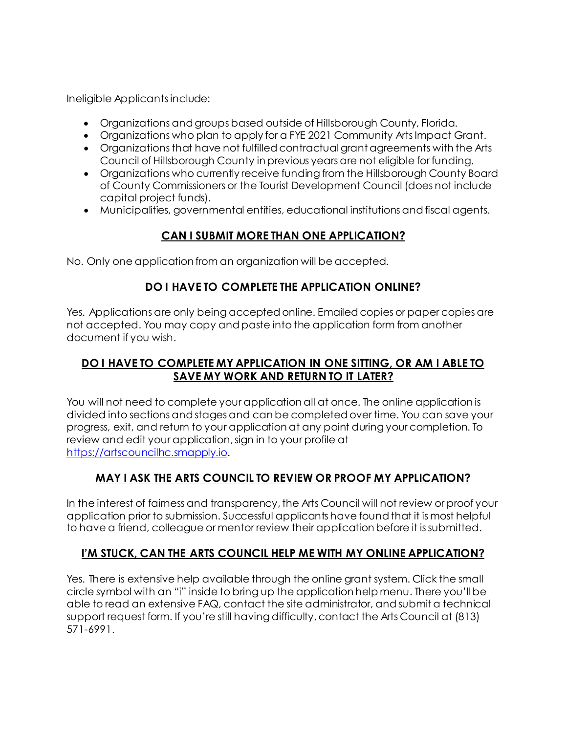Ineligible Applicants include:

- Organizations and groups based outside of Hillsborough County, Florida.
- Organizations who plan to apply for a FYE 2021 Community Arts Impact Grant.
- Organizations that have not fulfilled contractual grant agreements with the Arts Council of Hillsborough County in previous years are not eligible for funding.
- Organizations who currently receive funding from the Hillsborough County Board of County Commissioners or the Tourist Development Council (does not include capital project funds).
- Municipalities, governmental entities, educational institutions and fiscal agents.

## CAN I SUBMIT MORE THAN ONE APPLICATION?

No. Only one application from an organization will be accepted.

## DO I HAVE TO COMPLETE THE APPLICATION ONLINE?

Yes. Applications are only being accepted online. Emailed copies or paper copies are not accepted. You may copy and paste into the application form from another document if you wish.

## DO I HAVE TO COMPLETE MY APPLICATION IN ONE SITTING, OR AM I ABLE TO SAVE MY WORK AND RETURN TO IT LATER?

You will not need to complete your application all at once. The online application is divided into sections and stages and can be completed over time. You can save your progress, exit, and return to your application at any point during your completion. To review and edit your application, sign in to your profile at [https://artscouncilhc.smapply.io](https://artscouncilhc.smapply.io).

## MAY I ASK THE ARTS COUNCIL TO REVIEW OR PROOF MY APPLICATION?

In the interest of fairness and transparency, the Arts Council will not review or proof your application prior to submission. Successful applicants have found that it is most helpful to have a friend, colleague or mentor review their application before it is submitted.

## I'M STUCK, CAN THE ARTS COUNCIL HELP ME WITH MY ONLINE APPLICATION?

Yes. There is extensive help available through the online grant system. Click the small circle symbol with an "i" inside to bring up the application help menu. There you'll be able to read an extensive FAQ, contact the site administrator, and submit a technical support request form. If you're still having difficulty, contact the Arts Council at (813) 571-6991.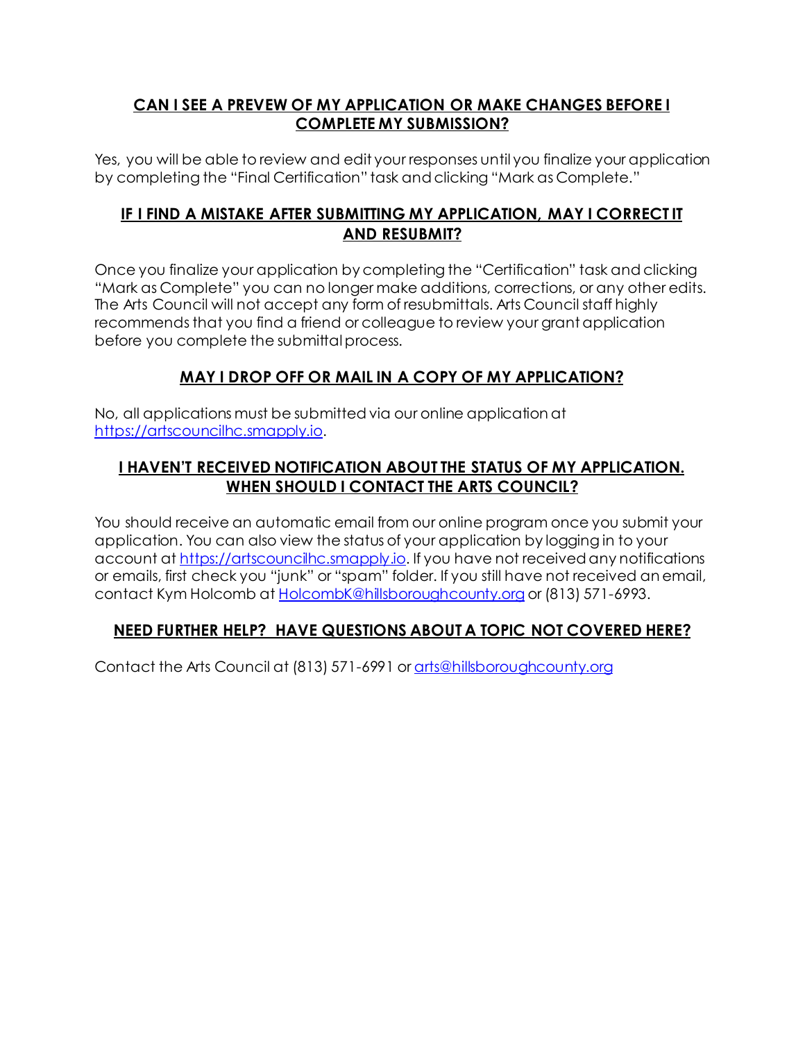## CAN I SEE A PREVEW OF MY APPLICATION OR MAKE CHANGES BEFORE I COMPLETE MY SUBMISSION?

Yes, you will be able to review and edit your responses until you finalize your application by completing the "Final Certification" task and clicking "Mark as Complete."

## IF I FIND A MISTAKE AFTER SUBMITTING MY APPLICATION, MAY I CORRECT IT AND RESUBMIT?

Once you finalize your application by completing the "Certification" task and clicking "Mark as Complete" you can no longer make additions, corrections, or any other edits. The Arts Council will not accept any form of resubmittals. Arts Council staff highly recommends that you find a friend or colleague to review your grant application before you complete the submittal process.

## MAY I DROP OFF OR MAIL IN A COPY OF MY APPLICATION?

No, all applications must be submitted via our online application at [https://artscouncilhc.smapply.io](https://artscouncilhc.smapply.io).

## I HAVEN'T RECEIVED NOTIFICATION ABOUT THE STATUS OF MY APPLICATION. WHEN SHOULD I CONTACT THE ARTS COUNCIL?

You should receive an automatic email from our online program once you submit your application. You can also view the status of your application by logging in to your account at [https://artscouncilhc.smapply.io](https://artscouncilhc.smapply.io). If you have not received any notifications or emails, first check you "junk" or "spam" folder. If you still have not received an email, contact Kym Holcomb at [HolcombK@hillsboroughcounty.org](mailto:HolcombK@hillsboroughcounty.org) or (813) 571-6993.

## NEED FURTHER HELP? HAVE QUESTIONS ABOUT A TOPIC NOT COVERED HERE?

Contact the Arts Council at (813) 571-6991 or [arts@hillsboroughcounty.org](mailto:arts@hillsboroughcounty.org)